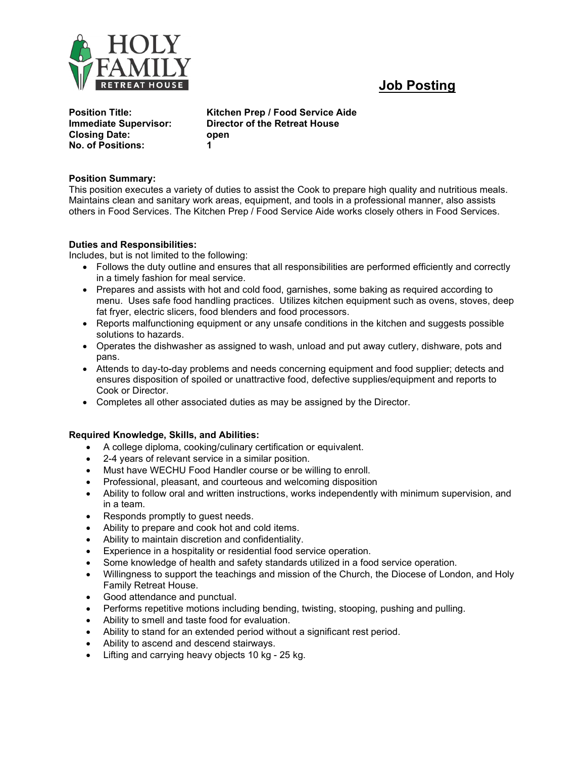HOLY FAMILY RETREAT HOUSE

# Job Posting

**Position Title:** **Kitchen Prep / Food Service Aide**
**Immediate Supervisor:** **Director of the Retreat House**
**Closing Date:** **open**
**No. of Positions:** **1**

**Position Summary:**
This position executes a variety of duties to assist the Cook to prepare high quality and nutritious meals. Maintains clean and sanitary work areas, equipment, and tools in a professional manner, also assists others in Food Services. The Kitchen Prep / Food Service Aide works closely others in Food Services.

**Duties and Responsibilities:**
Includes, but is not limited to the following:

- Follows the duty outline and ensures that all responsibilities are performed efficiently and correctly in a timely fashion for meal service.
- Prepares and assists with hot and cold food, garnishes, some baking as required according to menu. Uses safe food handling practices. Utilizes kitchen equipment such as ovens, stoves, deep fat fryer, electric slicers, food blenders and food processors.
- Reports malfunctioning equipment or any unsafe conditions in the kitchen and suggests possible solutions to hazards.
- Operates the dishwasher as assigned to wash, unload and put away cutlery, dishware, pots and pans.
- Attends to day-to-day problems and needs concerning equipment and food supplier; detects and ensures disposition of spoiled or unattractive food, defective supplies/equipment and reports to Cook or Director.
- Completes all other associated duties as may be assigned by the Director.

**Required Knowledge, Skills, and Abilities:**

- A college diploma, cooking/culinary certification or equivalent.
- 2-4 years of relevant service in a similar position.
- Must have WECHU Food Handler course or be willing to enroll.
- Professional, pleasant, and courteous and welcoming disposition
- Ability to follow oral and written instructions, works independently with minimum supervision, and in a team.
- Responds promptly to guest needs.
- Ability to prepare and cook hot and cold items.
- Ability to maintain discretion and confidentiality.
- Experience in a hospitality or residential food service operation.
- Some knowledge of health and safety standards utilized in a food service operation.
- Willingness to support the teachings and mission of the Church, the Diocese of London, and Holy Family Retreat House.
- Good attendance and punctual.
- Performs repetitive motions including bending, twisting, stooping, pushing and pulling.
- Ability to smell and taste food for evaluation.
- Ability to stand for an extended period without a significant rest period.
- Ability to ascend and descend stairways.
- Lifting and carrying heavy objects 10 kg - 25 kg.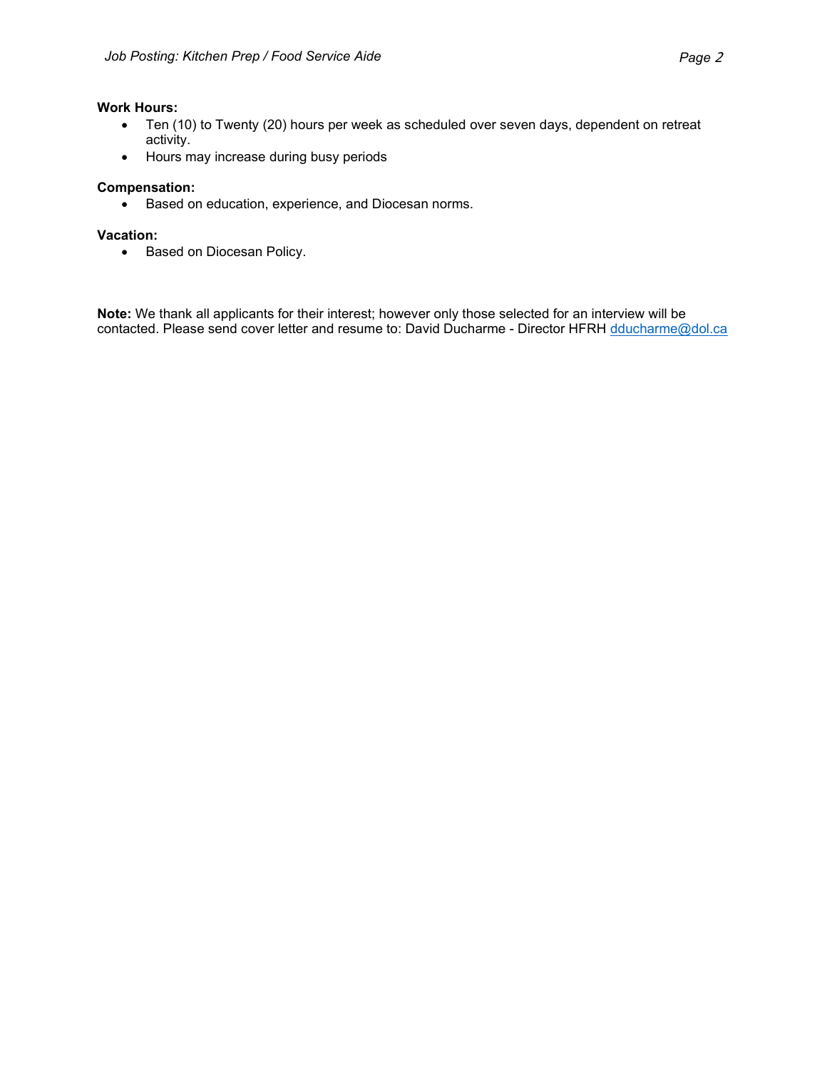**Work Hours:**

- Ten (10) to Twenty (20) hours per week as scheduled over seven days, dependent on retreat activity.
- Hours may increase during busy periods

**Compensation:**

- Based on education, experience, and Diocesan norms.

**Vacation:**

- Based on Diocesan Policy.

**Note:** We thank all applicants for their interest; however only those selected for an interview will be contacted. Please send cover letter and resume to: David Ducharme - Director HFRH dducharme@dol.ca